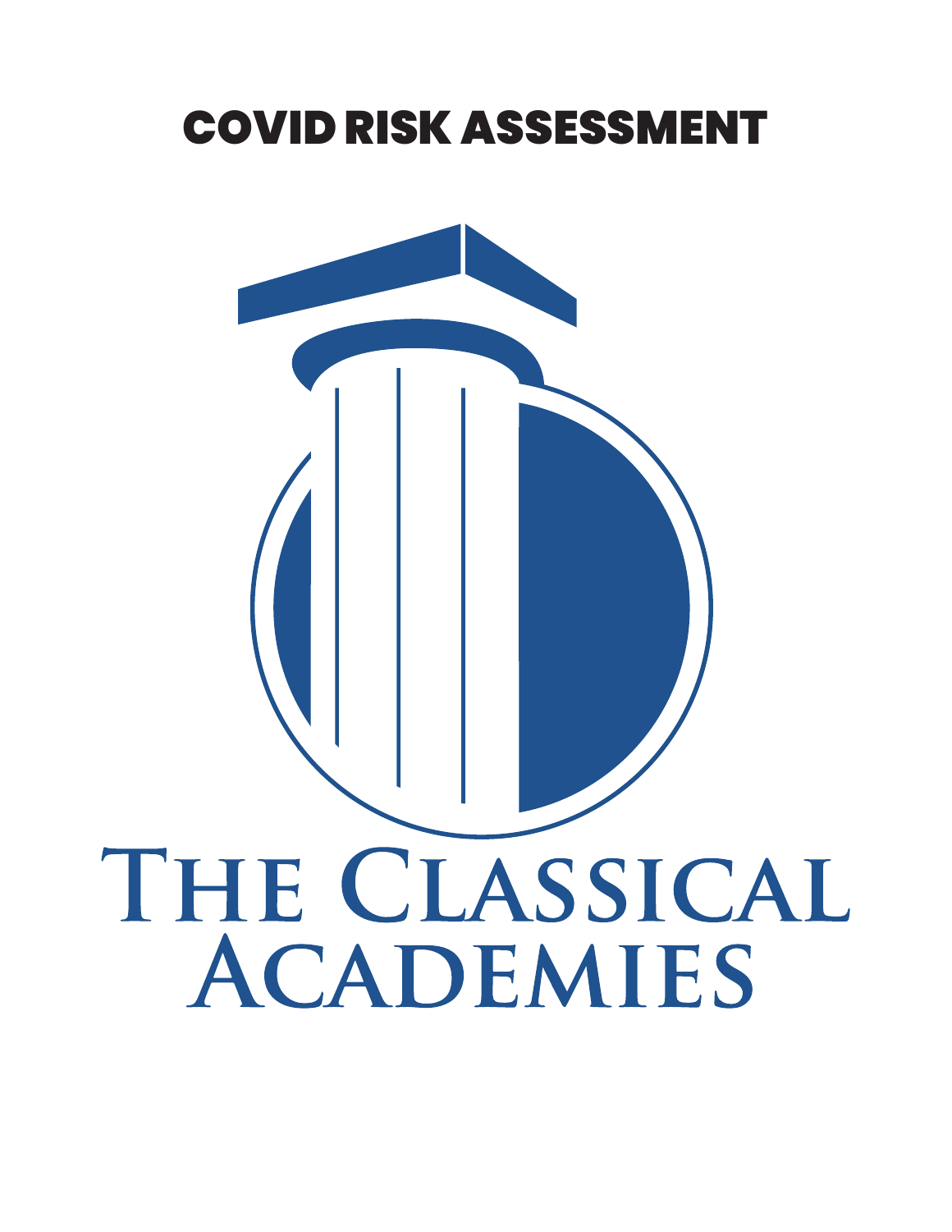# COVID RISK ASSESSMENT

THE CLASSICAL ACADEMIES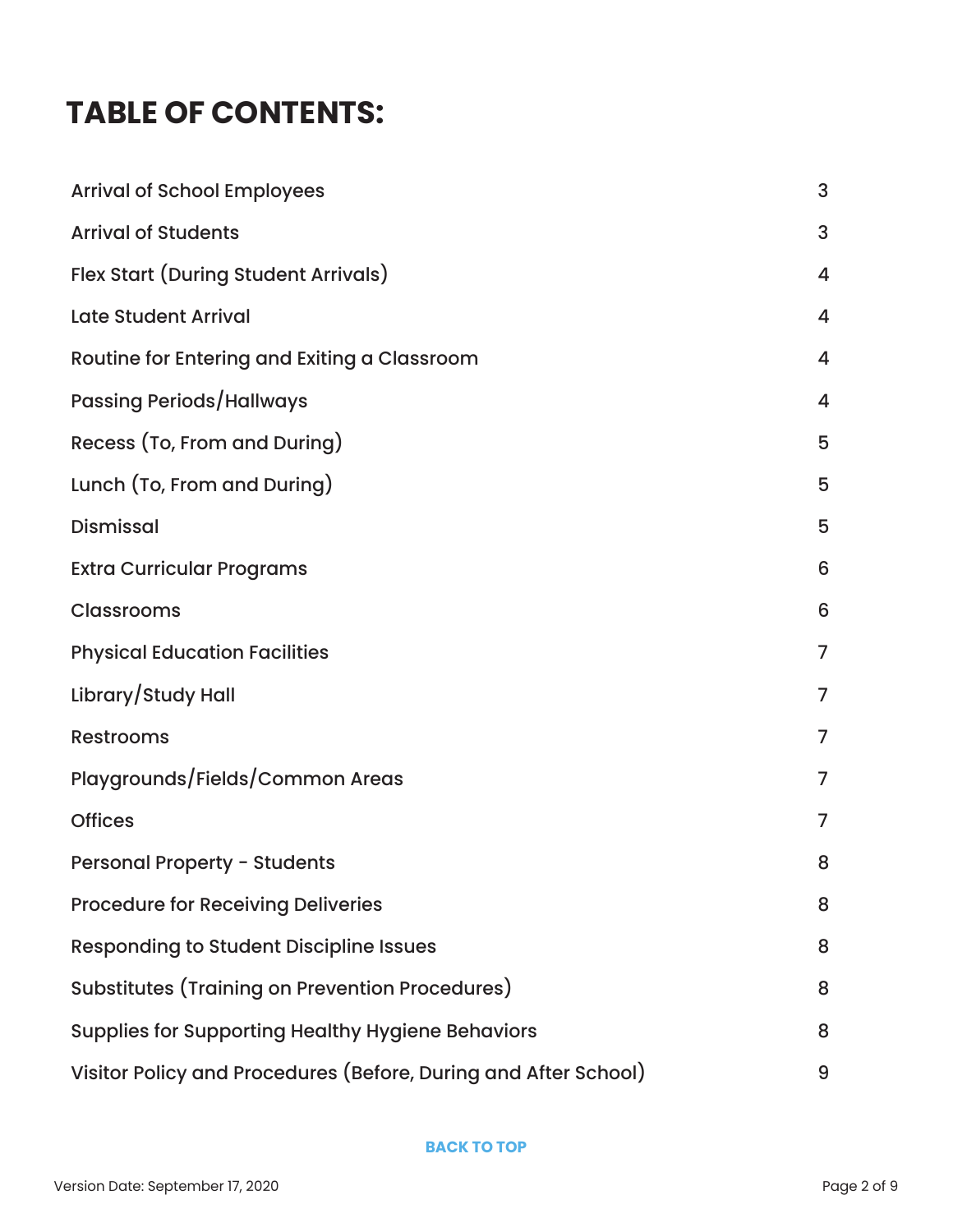# TABLE OF CONTENTS:

| | |
|---|---|
| Arrival of School Employees | 3 |
| Arrival of Students | 3 |
| Flex Start (During Student Arrivals) | 4 |
| Late Student Arrival | 4 |
| Routine for Entering and Exiting a Classroom | 4 |
| Passing Periods/Hallways | 4 |
| Recess (To, From and During) | 5 |
| Lunch (To, From and During) | 5 |
| Dismissal | 5 |
| Extra Curricular Programs | 6 |
| Classrooms | 6 |
| Physical Education Facilities | 7 |
| Library/Study Hall | 7 |
| Restrooms | 7 |
| Playgrounds/Fields/Common Areas | 7 |
| Offices | 7 |
| Personal Property - Students | 8 |
| Procedure for Receiving Deliveries | 8 |
| Responding to Student Discipline Issues | 8 |
| Substitutes (Training on Prevention Procedures) | 8 |
| Supplies for Supporting Healthy Hygiene Behaviors | 8 |
| Visitor Policy and Procedures (Before, During and After School) | 9 |

BACK TO TOP

Version Date: September 17, 2020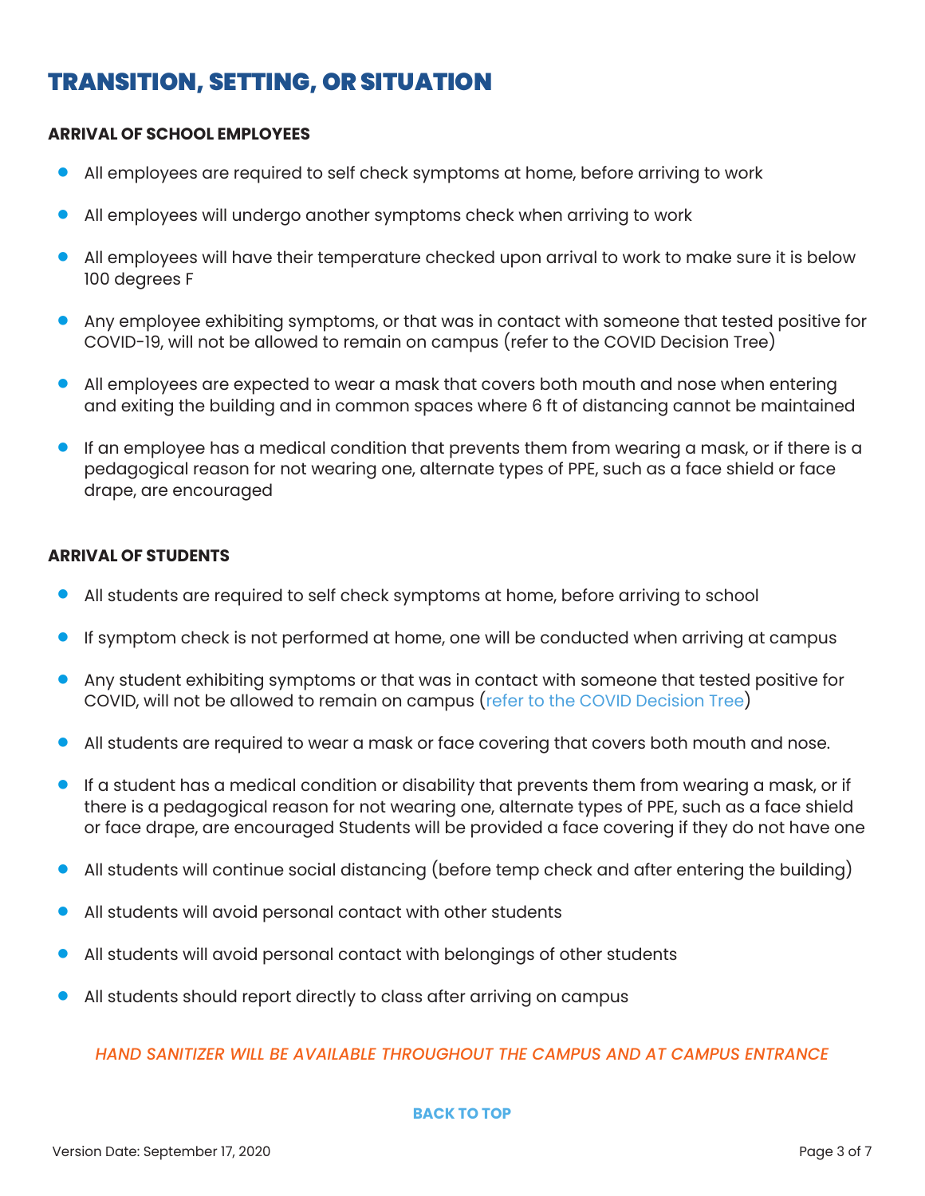# TRANSITION, SETTING, OR SITUATION

### ARRIVAL OF SCHOOL EMPLOYEES

- All employees are required to self check symptoms at home, before arriving to work
- All employees will undergo another symptoms check when arriving to work
- All employees will have their temperature checked upon arrival to work to make sure it is below 100 degrees F
- Any employee exhibiting symptoms, or that was in contact with someone that tested positive for COVID-19, will not be allowed to remain on campus (refer to the COVID Decision Tree)
- All employees are expected to wear a mask that covers both mouth and nose when entering and exiting the building and in common spaces where 6 ft of distancing cannot be maintained
- If an employee has a medical condition that prevents them from wearing a mask, or if there is a pedagogical reason for not wearing one, alternate types of PPE, such as a face shield or face drape, are encouraged

### ARRIVAL OF STUDENTS

- All students are required to self check symptoms at home, before arriving to school
- If symptom check is not performed at home, one will be conducted when arriving at campus
- Any student exhibiting symptoms or that was in contact with someone that tested positive for COVID, will not be allowed to remain on campus (refer to the COVID Decision Tree)
- All students are required to wear a mask or face covering that covers both mouth and nose.
- If a student has a medical condition or disability that prevents them from wearing a mask, or if there is a pedagogical reason for not wearing one, alternate types of PPE, such as a face shield or face drape, are encouraged Students will be provided a face covering if they do not have one
- All students will continue social distancing (before temp check and after entering the building)
- All students will avoid personal contact with other students
- All students will avoid personal contact with belongings of other students
- All students should report directly to class after arriving on campus

*HAND SANITIZER WILL BE AVAILABLE THROUGHOUT THE CAMPUS AND AT CAMPUS ENTRANCE*

**BACK TO TOP**

Version Date: September 17, 2020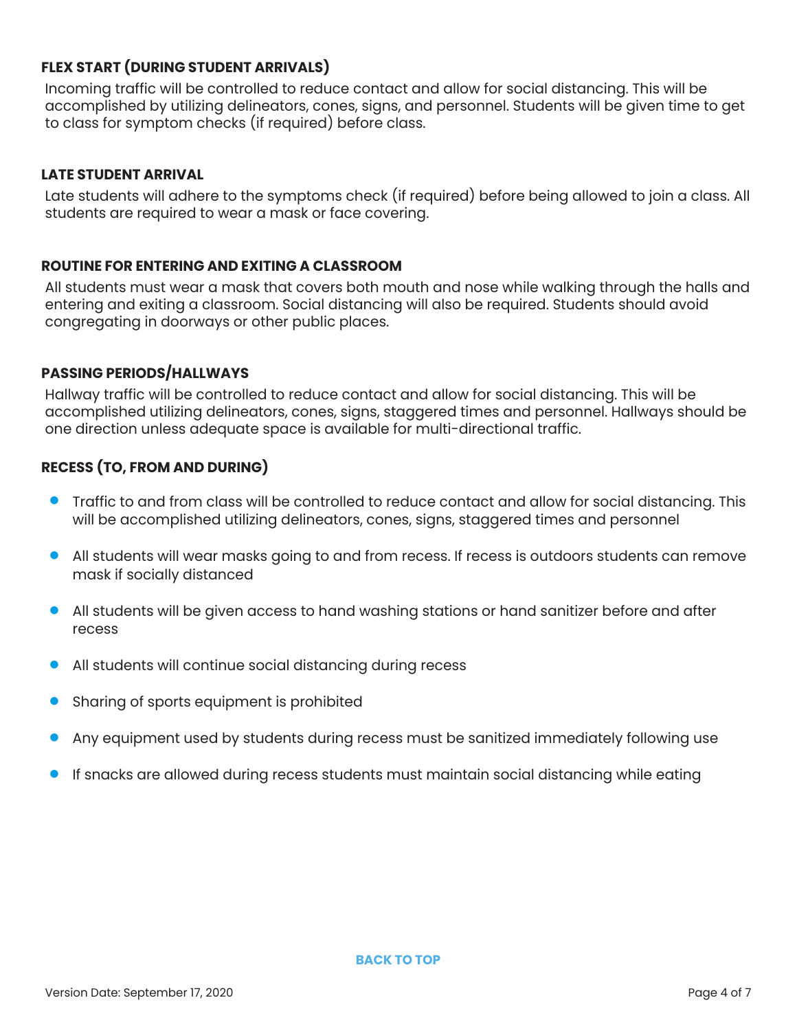### FLEX START (DURING STUDENT ARRIVALS)

Incoming traffic will be controlled to reduce contact and allow for social distancing. This will be accomplished by utilizing delineators, cones, signs, and personnel. Students will be given time to get to class for symptom checks (if required) before class.

### LATE STUDENT ARRIVAL

Late students will adhere to the symptoms check (if required) before being allowed to join a class. All students are required to wear a mask or face covering.

### ROUTINE FOR ENTERING AND EXITING A CLASSROOM

All students must wear a mask that covers both mouth and nose while walking through the halls and entering and exiting a classroom. Social distancing will also be required. Students should avoid congregating in doorways or other public places.

### PASSING PERIODS/HALLWAYS

Hallway traffic will be controlled to reduce contact and allow for social distancing. This will be accomplished utilizing delineators, cones, signs, staggered times and personnel. Hallways should be one direction unless adequate space is available for multi-directional traffic.

### RECESS (TO, FROM AND DURING)

- Traffic to and from class will be controlled to reduce contact and allow for social distancing. This will be accomplished utilizing delineators, cones, signs, staggered times and personnel
- All students will wear masks going to and from recess. If recess is outdoors students can remove mask if socially distanced
- All students will be given access to hand washing stations or hand sanitizer before and after recess
- All students will continue social distancing during recess
- Sharing of sports equipment is prohibited
- Any equipment used by students during recess must be sanitized immediately following use
- If snacks are allowed during recess students must maintain social distancing while eating

**BACK TO TOP**

Version Date: September 17, 2020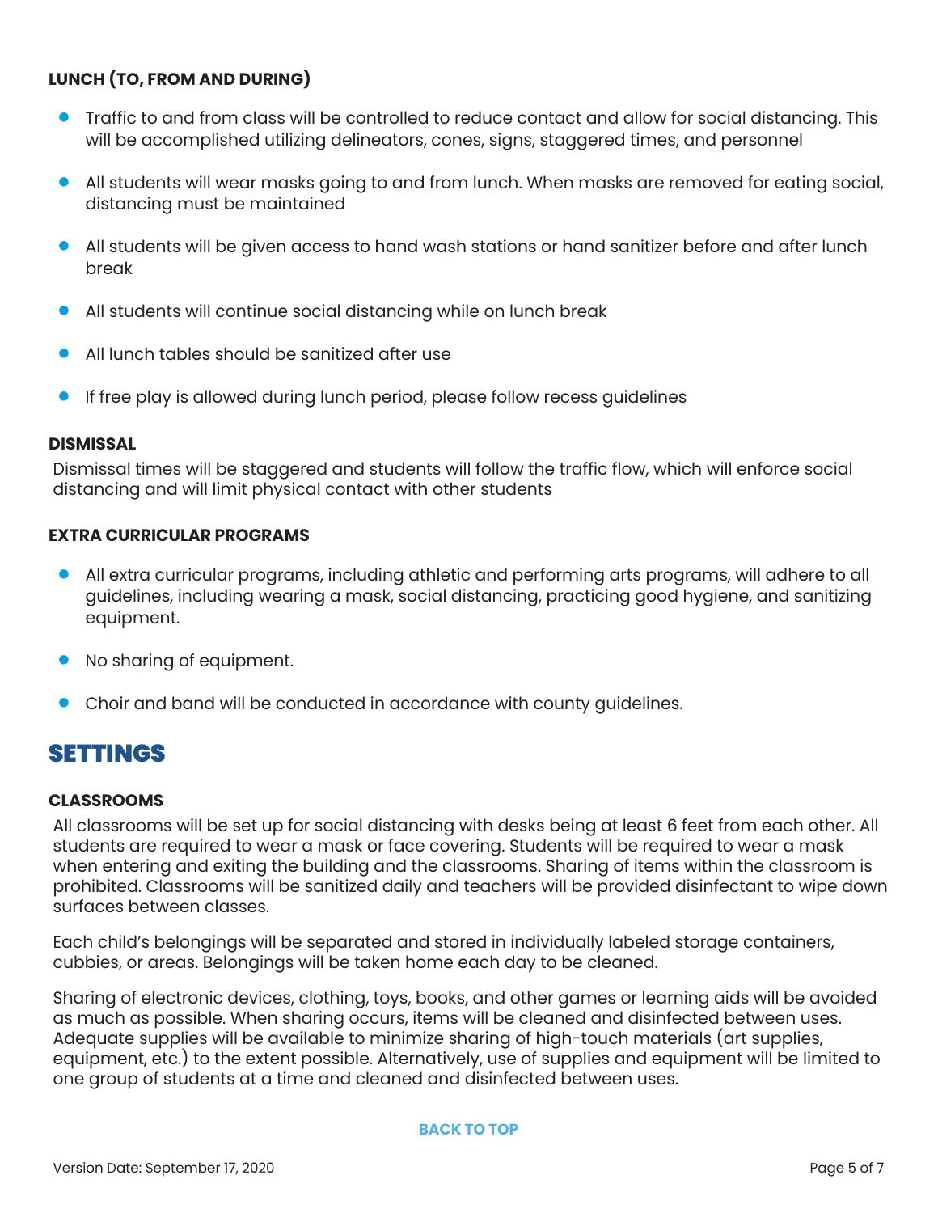### LUNCH (TO, FROM AND DURING)

- Traffic to and from class will be controlled to reduce contact and allow for social distancing. This will be accomplished utilizing delineators, cones, signs, staggered times, and personnel
- All students will wear masks going to and from lunch. When masks are removed for eating social, distancing must be maintained
- All students will be given access to hand wash stations or hand sanitizer before and after lunch break
- All students will continue social distancing while on lunch break
- All lunch tables should be sanitized after use
- If free play is allowed during lunch period, please follow recess guidelines

### DISMISSAL

Dismissal times will be staggered and students will follow the traffic flow, which will enforce social distancing and will limit physical contact with other students

### EXTRA CURRICULAR PROGRAMS

- All extra curricular programs, including athletic and performing arts programs, will adhere to all guidelines, including wearing a mask, social distancing, practicing good hygiene, and sanitizing equipment.
- No sharing of equipment.
- Choir and band will be conducted in accordance with county guidelines.

## SETTINGS

### CLASSROOMS

All classrooms will be set up for social distancing with desks being at least 6 feet from each other. All students are required to wear a mask or face covering. Students will be required to wear a mask when entering and exiting the building and the classrooms. Sharing of items within the classroom is prohibited. Classrooms will be sanitized daily and teachers will be provided disinfectant to wipe down surfaces between classes.

Each child's belongings will be separated and stored in individually labeled storage containers, cubbies, or areas. Belongings will be taken home each day to be cleaned.

Sharing of electronic devices, clothing, toys, books, and other games or learning aids will be avoided as much as possible. When sharing occurs, items will be cleaned and disinfected between uses. Adequate supplies will be available to minimize sharing of high-touch materials (art supplies, equipment, etc.) to the extent possible. Alternatively, use of supplies and equipment will be limited to one group of students at a time and cleaned and disinfected between uses.

BACK TO TOP

Version Date: September 17, 2020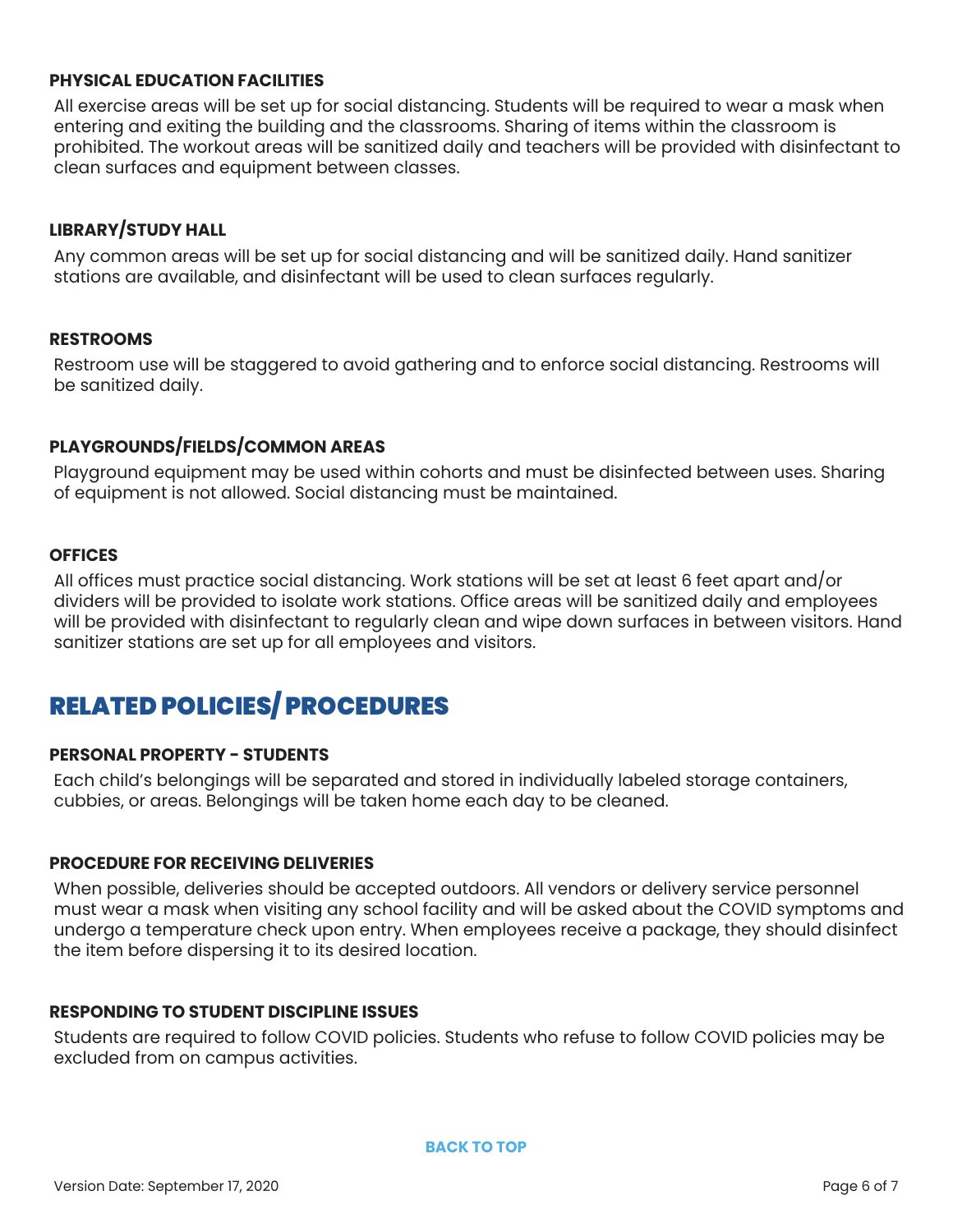### PHYSICAL EDUCATION FACILITIES

All exercise areas will be set up for social distancing. Students will be required to wear a mask when entering and exiting the building and the classrooms. Sharing of items within the classroom is prohibited. The workout areas will be sanitized daily and teachers will be provided with disinfectant to clean surfaces and equipment between classes.

### LIBRARY/STUDY HALL

Any common areas will be set up for social distancing and will be sanitized daily. Hand sanitizer stations are available, and disinfectant will be used to clean surfaces regularly.

### RESTROOMS

Restroom use will be staggered to avoid gathering and to enforce social distancing. Restrooms will be sanitized daily.

### PLAYGROUNDS/FIELDS/COMMON AREAS

Playground equipment may be used within cohorts and must be disinfected between uses. Sharing of equipment is not allowed. Social distancing must be maintained.

### OFFICES

All offices must practice social distancing. Work stations will be set at least 6 feet apart and/or dividers will be provided to isolate work stations. Office areas will be sanitized daily and employees will be provided with disinfectant to regularly clean and wipe down surfaces in between visitors. Hand sanitizer stations are set up for all employees and visitors.

## RELATED POLICIES/ PROCEDURES

### PERSONAL PROPERTY - STUDENTS

Each child's belongings will be separated and stored in individually labeled storage containers, cubbies, or areas. Belongings will be taken home each day to be cleaned.

### PROCEDURE FOR RECEIVING DELIVERIES

When possible, deliveries should be accepted outdoors. All vendors or delivery service personnel must wear a mask when visiting any school facility and will be asked about the COVID symptoms and undergo a temperature check upon entry. When employees receive a package, they should disinfect the item before dispersing it to its desired location.

### RESPONDING TO STUDENT DISCIPLINE ISSUES

Students are required to follow COVID policies. Students who refuse to follow COVID policies may be excluded from on campus activities.

BACK TO TOP

Version Date: September 17, 2020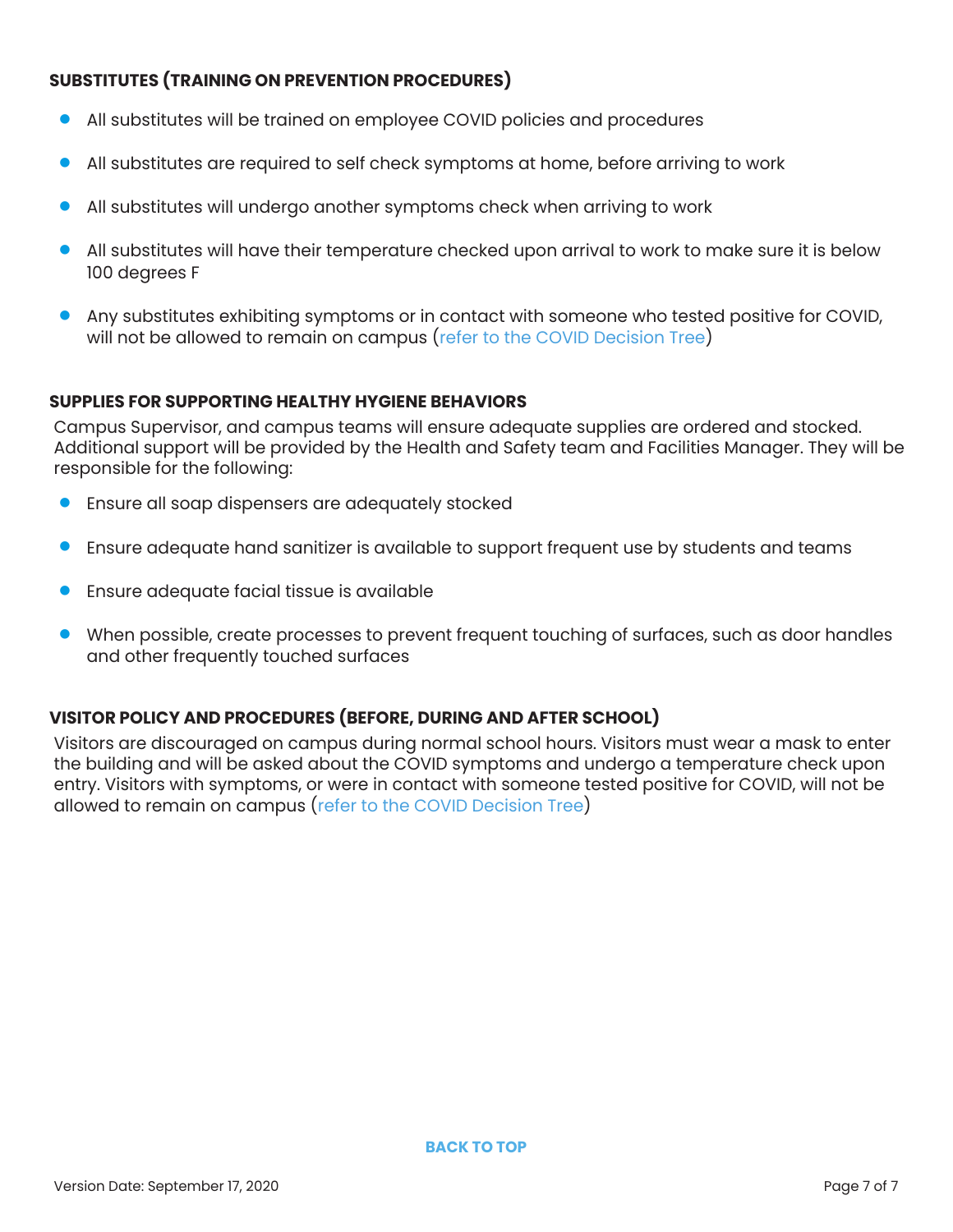### SUBSTITUTES (TRAINING ON PREVENTION PROCEDURES)

- All substitutes will be trained on employee COVID policies and procedures
- All substitutes are required to self check symptoms at home, before arriving to work
- All substitutes will undergo another symptoms check when arriving to work
- All substitutes will have their temperature checked upon arrival to work to make sure it is below 100 degrees F
- Any substitutes exhibiting symptoms or in contact with someone who tested positive for COVID, will not be allowed to remain on campus (refer to the COVID Decision Tree)

### SUPPLIES FOR SUPPORTING HEALTHY HYGIENE BEHAVIORS

Campus Supervisor, and campus teams will ensure adequate supplies are ordered and stocked. Additional support will be provided by the Health and Safety team and Facilities Manager. They will be responsible for the following:

- Ensure all soap dispensers are adequately stocked
- Ensure adequate hand sanitizer is available to support frequent use by students and teams
- Ensure adequate facial tissue is available
- When possible, create processes to prevent frequent touching of surfaces, such as door handles and other frequently touched surfaces

### VISITOR POLICY AND PROCEDURES (BEFORE, DURING AND AFTER SCHOOL)

Visitors are discouraged on campus during normal school hours. Visitors must wear a mask to enter the building and will be asked about the COVID symptoms and undergo a temperature check upon entry. Visitors with symptoms, or were in contact with someone tested positive for COVID, will not be allowed to remain on campus (refer to the COVID Decision Tree)

**BACK TO TOP**

Version Date: September 17, 2020